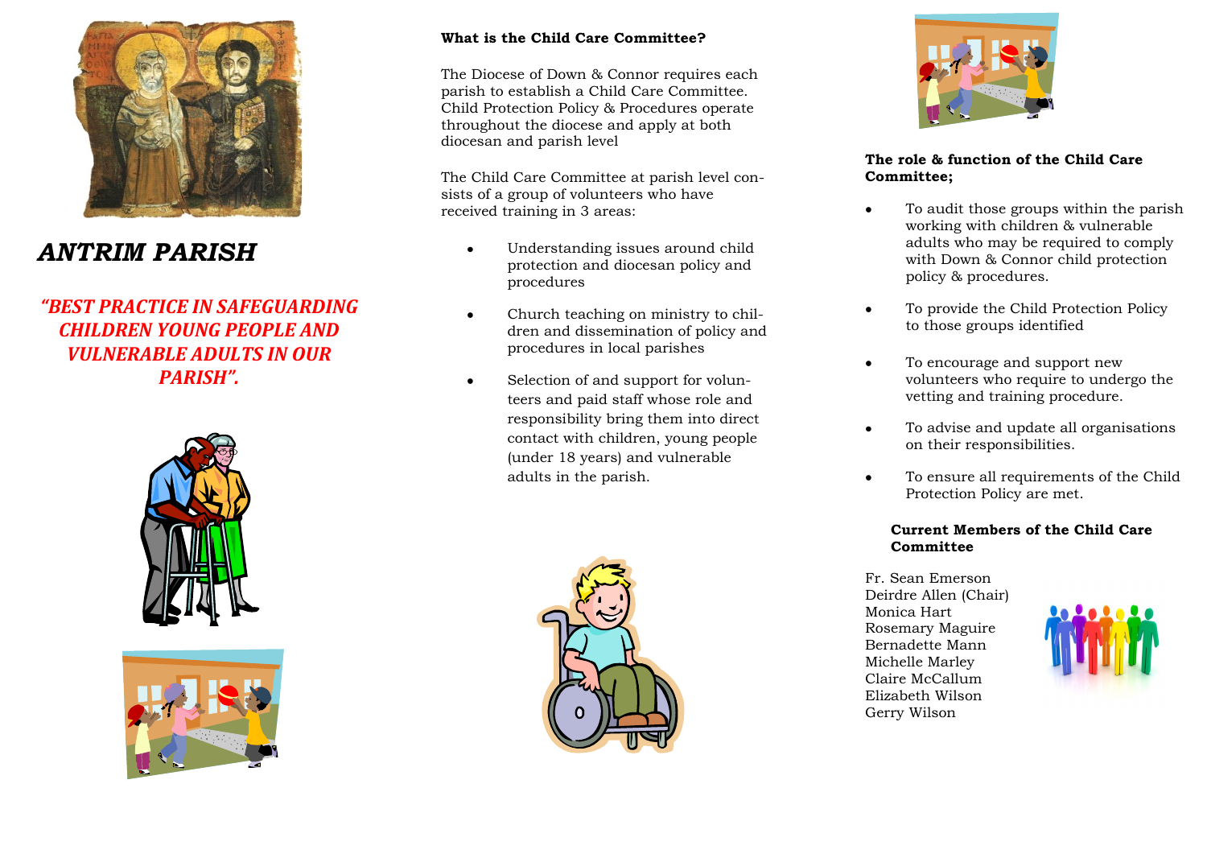# ANTRIM PARISH

## *"BEST PRACTICE IN SAFEGUARDING CHILDREN YOUNG PEOPLE AND VULNERABLE ADULTS IN OUR PARISH".*

**What is the Child Care Committee?**

The Diocese of Down & Connor requires each parish to establish a Child Care Committee. Child Protection Policy & Procedures operate throughout the diocese and apply at both diocesan and parish level

The Child Care Committee at parish level consists of a group of volunteers who have received training in 3 areas:

- Understanding issues around child protection and diocesan policy and procedures
- Church teaching on ministry to children and dissemination of policy and procedures in local parishes
- Selection of and support for volunteers and paid staff whose role and responsibility bring them into direct contact with children, young people (under 18 years) and vulnerable adults in the parish.

**The role & function of the Child Care Committee;**

- To audit those groups within the parish working with children & vulnerable adults who may be required to comply with Down & Connor child protection policy & procedures.
- To provide the Child Protection Policy to those groups identified
- To encourage and support new volunteers who require to undergo the vetting and training procedure.
- To advise and update all organisations on their responsibilities.
- To ensure all requirements of the Child Protection Policy are met.

**Current Members of the Child Care Committee**

Fr. Sean Emerson
Deirdre Allen (Chair)
Monica Hart
Rosemary Maguire
Bernadette Mann
Michelle Marley
Claire McCallum
Elizabeth Wilson
Gerry Wilson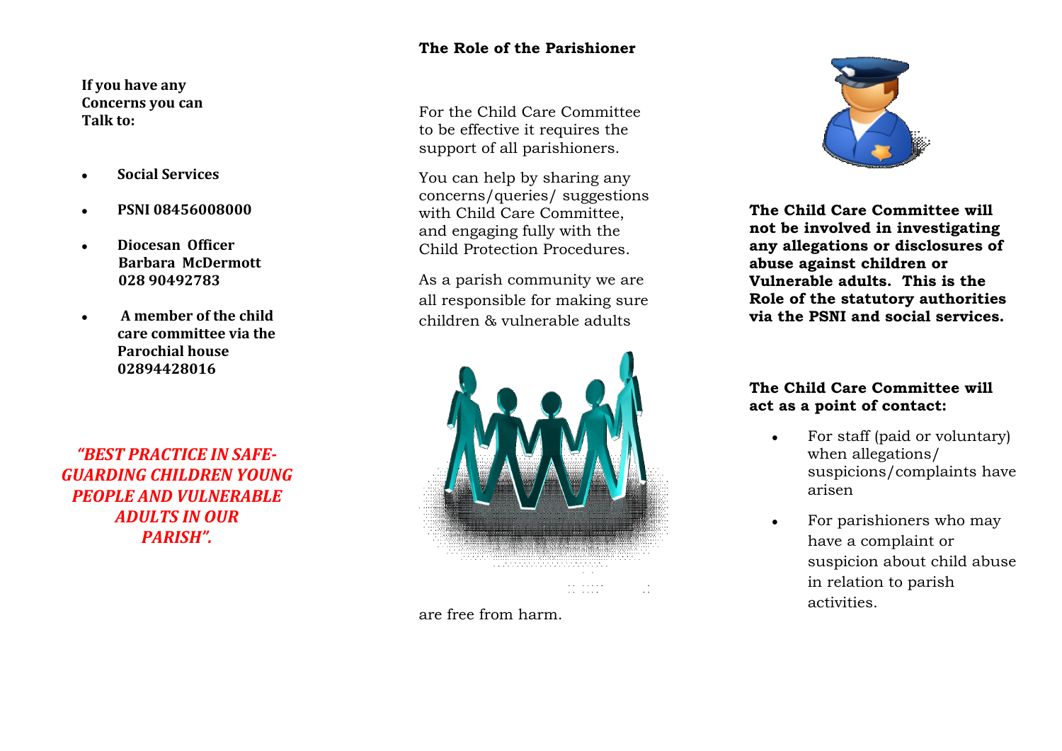**If you have any Concerns you can Talk to:**

- **Social Services**
- **PSNI 08456008000**
- **Diocesan Officer Barbara McDermott 028 90492783**
- **A member of the child care committee via the Parochial house 02894428016**

***"BEST PRACTICE IN SAFE-GUARDING CHILDREN YOUNG PEOPLE AND VULNERABLE ADULTS IN OUR PARISH".***

## The Role of the Parishioner

For the Child Care Committee to be effective it requires the support of all parishioners.

You can help by sharing any concerns/queries/ suggestions with Child Care Committee, and engaging fully with the Child Protection Procedures.

As a parish community we are all responsible for making sure children & vulnerable adults are free from harm.

**The Child Care Committee will not be involved in investigating any allegations or disclosures of abuse against children or Vulnerable adults. This is the Role of the statutory authorities via the PSNI and social services.**

**The Child Care Committee will act as a point of contact:**

- For staff (paid or voluntary) when allegations/ suspicions/complaints have arisen
- For parishioners who may have a complaint or suspicion about child abuse in relation to parish activities.